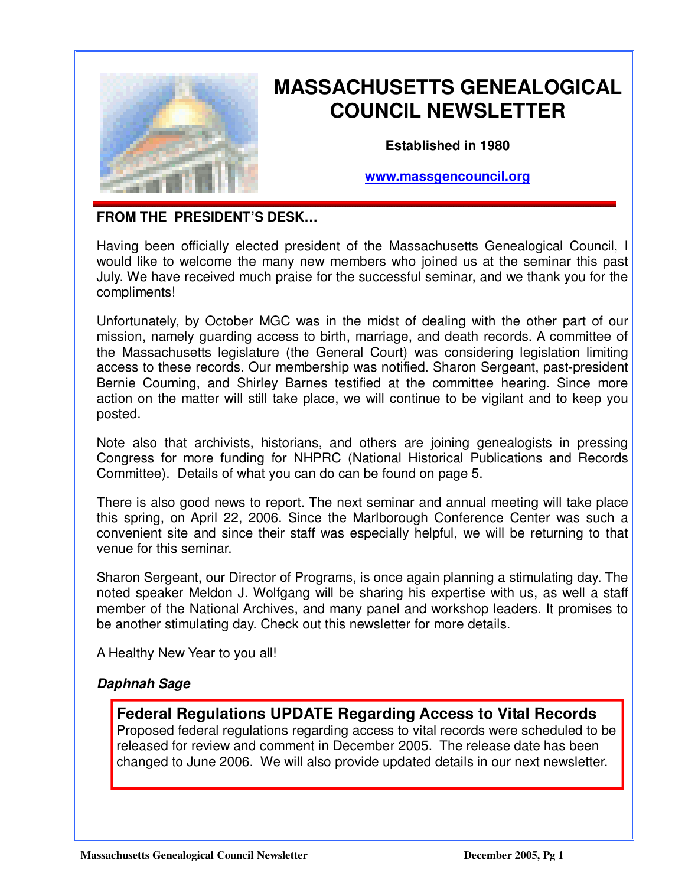# MASSACHUSETTS GENEALOGICAL COUNCIL NEWSLETTER

**Established in 1980**

**www.massgencouncil.org**

## FROM THE PRESIDENT'S DESK…

Having been officially elected president of the Massachusetts Genealogical Council, I would like to welcome the many new members who joined us at the seminar this past July. We have received much praise for the successful seminar, and we thank you for the compliments!

Unfortunately, by October MGC was in the midst of dealing with the other part of our mission, namely guarding access to birth, marriage, and death records. A committee of the Massachusetts legislature (the General Court) was considering legislation limiting access to these records. Our membership was notified. Sharon Sergeant, past-president Bernie Couming, and Shirley Barnes testified at the committee hearing. Since more action on the matter will still take place, we will continue to be vigilant and to keep you posted.

Note also that archivists, historians, and others are joining genealogists in pressing Congress for more funding for NHPRC (National Historical Publications and Records Committee). Details of what you can do can be found on page 5.

There is also good news to report. The next seminar and annual meeting will take place this spring, on April 22, 2006. Since the Marlborough Conference Center was such a convenient site and since their staff was especially helpful, we will be returning to that venue for this seminar.

Sharon Sergeant, our Director of Programs, is once again planning a stimulating day. The noted speaker Meldon J. Wolfgang will be sharing his expertise with us, as well a staff member of the National Archives, and many panel and workshop leaders. It promises to be another stimulating day. Check out this newsletter for more details.

A Healthy New Year to you all!

***Daphnah Sage***

## Federal Regulations UPDATE Regarding Access to Vital Records

Proposed federal regulations regarding access to vital records were scheduled to be released for review and comment in December 2005. The release date has been changed to June 2006. We will also provide updated details in our next newsletter.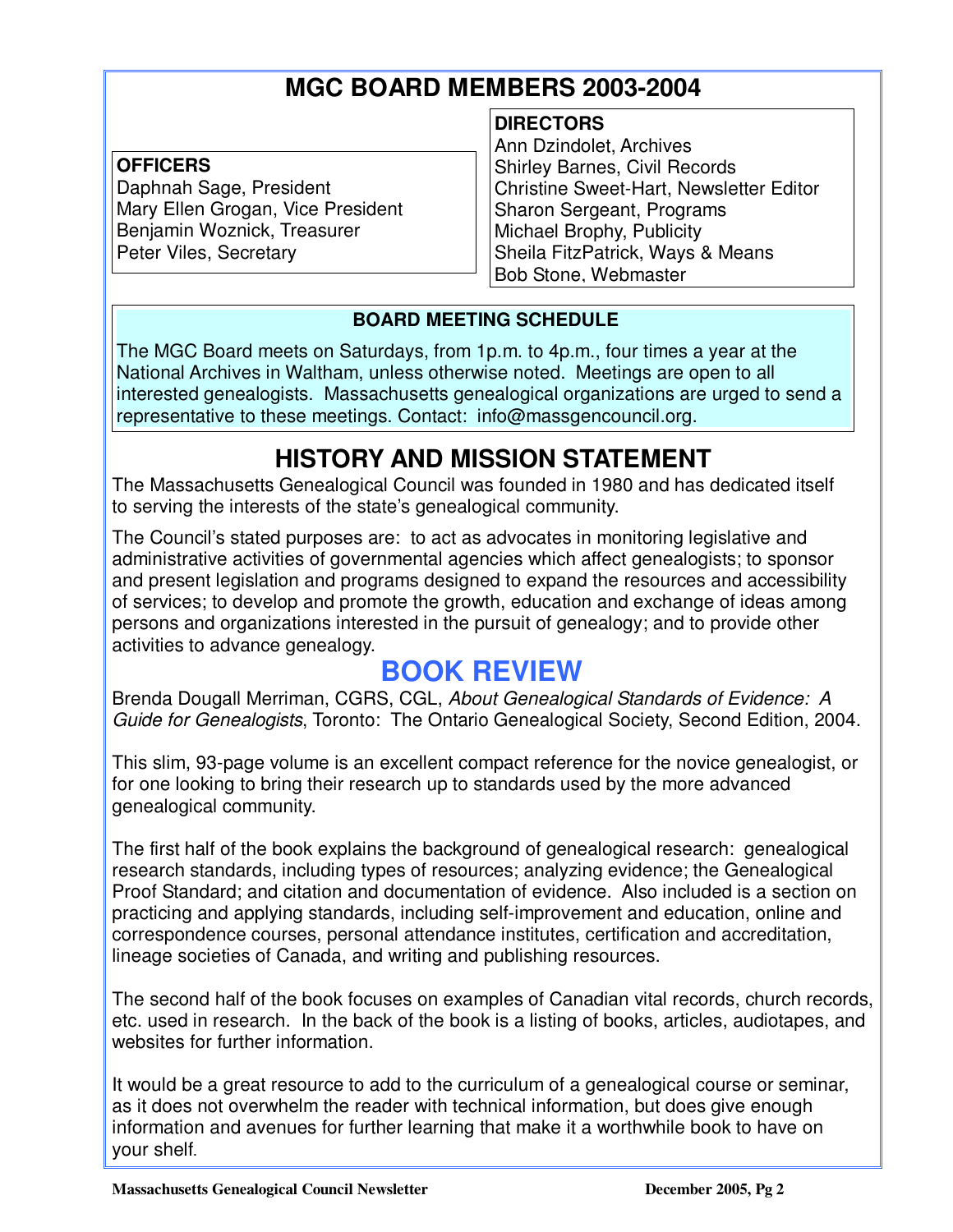# MGC BOARD MEMBERS 2003-2004

**OFFICERS**
Daphnah Sage, President
Mary Ellen Grogan, Vice President
Benjamin Woznick, Treasurer
Peter Viles, Secretary

**DIRECTORS**
Ann Dzindolet, Archives
Shirley Barnes, Civil Records
Christine Sweet-Hart, Newsletter Editor
Sharon Sergeant, Programs
Michael Brophy, Publicity
Sheila FitzPatrick, Ways & Means
Bob Stone, Webmaster

**BOARD MEETING SCHEDULE**

The MGC Board meets on Saturdays, from 1p.m. to 4p.m., four times a year at the National Archives in Waltham, unless otherwise noted. Meetings are open to all interested genealogists. Massachusetts genealogical organizations are urged to send a representative to these meetings. Contact: info@massgencouncil.org.

# HISTORY AND MISSION STATEMENT

The Massachusetts Genealogical Council was founded in 1980 and has dedicated itself to serving the interests of the state's genealogical community.

The Council's stated purposes are: to act as advocates in monitoring legislative and administrative activities of governmental agencies which affect genealogists; to sponsor and present legislation and programs designed to expand the resources and accessibility of services; to develop and promote the growth, education and exchange of ideas among persons and organizations interested in the pursuit of genealogy; and to provide other activities to advance genealogy.

# BOOK REVIEW

Brenda Dougall Merriman, CGRS, CGL, *About Genealogical Standards of Evidence: A Guide for Genealogists*, Toronto: The Ontario Genealogical Society, Second Edition, 2004.

This slim, 93-page volume is an excellent compact reference for the novice genealogist, or for one looking to bring their research up to standards used by the more advanced genealogical community.

The first half of the book explains the background of genealogical research: genealogical research standards, including types of resources; analyzing evidence; the Genealogical Proof Standard; and citation and documentation of evidence. Also included is a section on practicing and applying standards, including self-improvement and education, online and correspondence courses, personal attendance institutes, certification and accreditation, lineage societies of Canada, and writing and publishing resources.

The second half of the book focuses on examples of Canadian vital records, church records, etc. used in research. In the back of the book is a listing of books, articles, audiotapes, and websites for further information.

It would be a great resource to add to the curriculum of a genealogical course or seminar, as it does not overwhelm the reader with technical information, but does give enough information and avenues for further learning that make it a worthwhile book to have on your shelf.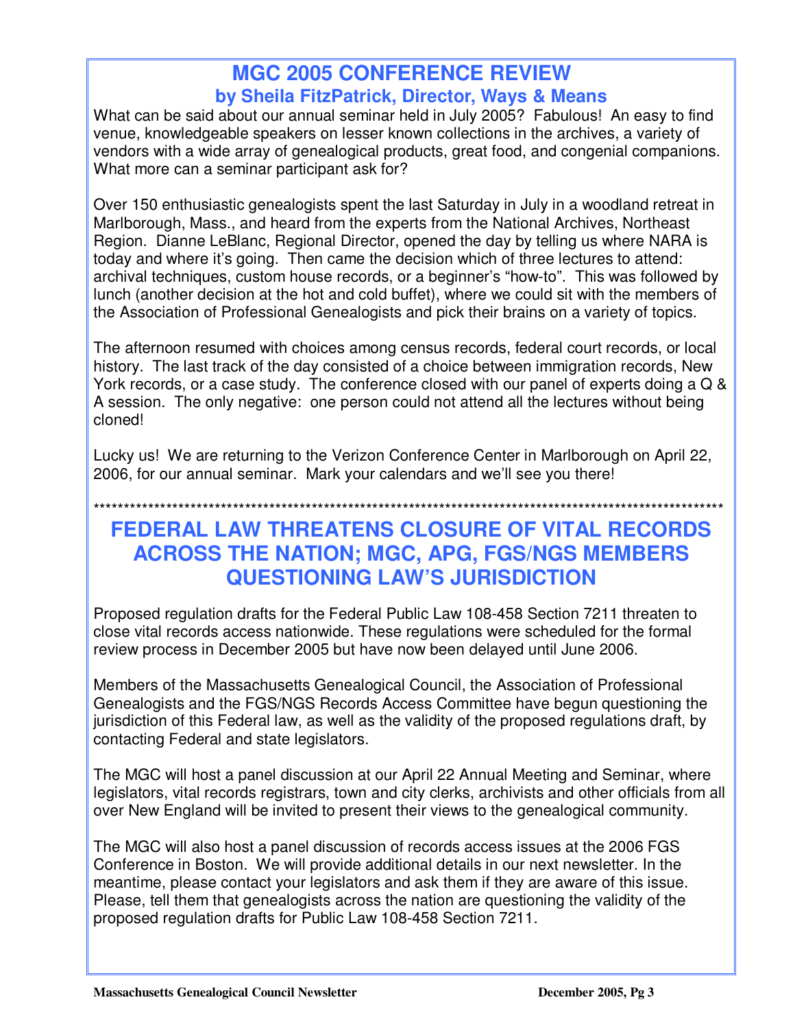# MGC 2005 CONFERENCE REVIEW

## by Sheila FitzPatrick, Director, Ways & Means

What can be said about our annual seminar held in July 2005? Fabulous! An easy to find venue, knowledgeable speakers on lesser known collections in the archives, a variety of vendors with a wide array of genealogical products, great food, and congenial companions. What more can a seminar participant ask for?

Over 150 enthusiastic genealogists spent the last Saturday in July in a woodland retreat in Marlborough, Mass., and heard from the experts from the National Archives, Northeast Region. Dianne LeBlanc, Regional Director, opened the day by telling us where NARA is today and where it's going. Then came the decision which of three lectures to attend: archival techniques, custom house records, or a beginner's "how-to". This was followed by lunch (another decision at the hot and cold buffet), where we could sit with the members of the Association of Professional Genealogists and pick their brains on a variety of topics.

The afternoon resumed with choices among census records, federal court records, or local history. The last track of the day consisted of a choice between immigration records, New York records, or a case study. The conference closed with our panel of experts doing a Q & A session. The only negative: one person could not attend all the lectures without being cloned!

Lucky us! We are returning to the Verizon Conference Center in Marlborough on April 22, 2006, for our annual seminar. Mark your calendars and we'll see you there!

***************************************************************************************************************

# FEDERAL LAW THREATENS CLOSURE OF VITAL RECORDS ACROSS THE NATION; MGC, APG, FGS/NGS MEMBERS QUESTIONING LAW'S JURISDICTION

Proposed regulation drafts for the Federal Public Law 108-458 Section 7211 threaten to close vital records access nationwide. These regulations were scheduled for the formal review process in December 2005 but have now been delayed until June 2006.

Members of the Massachusetts Genealogical Council, the Association of Professional Genealogists and the FGS/NGS Records Access Committee have begun questioning the jurisdiction of this Federal law, as well as the validity of the proposed regulations draft, by contacting Federal and state legislators.

The MGC will host a panel discussion at our April 22 Annual Meeting and Seminar, where legislators, vital records registrars, town and city clerks, archivists and other officials from all over New England will be invited to present their views to the genealogical community.

The MGC will also host a panel discussion of records access issues at the 2006 FGS Conference in Boston. We will provide additional details in our next newsletter. In the meantime, please contact your legislators and ask them if they are aware of this issue. Please, tell them that genealogists across the nation are questioning the validity of the proposed regulation drafts for Public Law 108-458 Section 7211.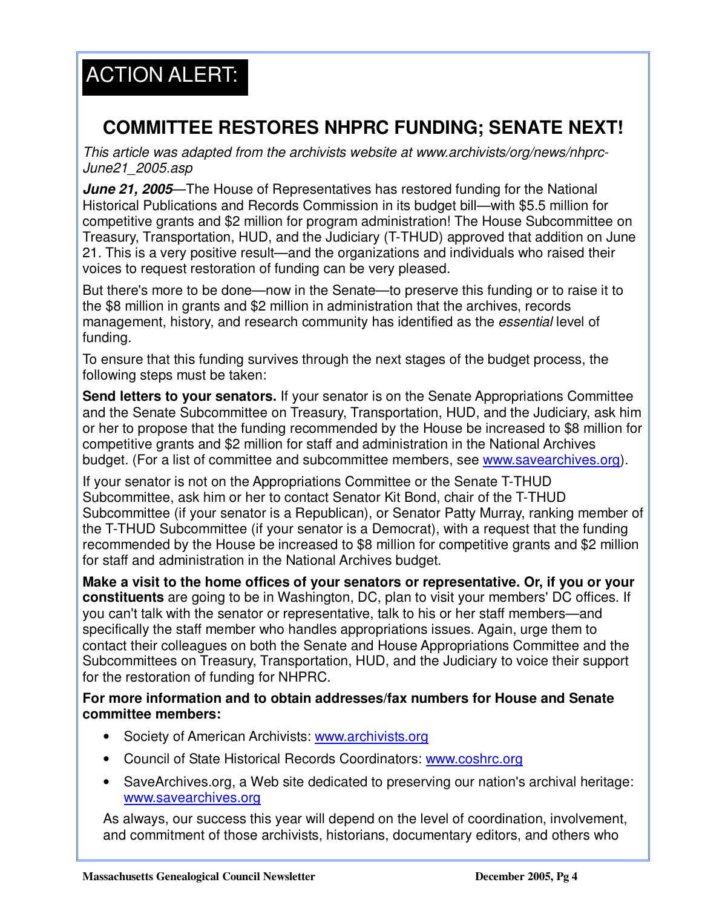# ACTION ALERT:

## COMMITTEE RESTORES NHPRC FUNDING; SENATE NEXT!

*This article was adapted from the archivists website at www.archivists/org/news/nhprc-June21_2005.asp*

***June 21, 2005***—The House of Representatives has restored funding for the National Historical Publications and Records Commission in its budget bill—with $5.5 million for competitive grants and $2 million for program administration! The House Subcommittee on Treasury, Transportation, HUD, and the Judiciary (T-THUD) approved that addition on June 21. This is a very positive result—and the organizations and individuals who raised their voices to request restoration of funding can be very pleased.

But there's more to be done—now in the Senate—to preserve this funding or to raise it to the $8 million in grants and $2 million in administration that the archives, records management, history, and research community has identified as the *essential* level of funding.

To ensure that this funding survives through the next stages of the budget process, the following steps must be taken:

**Send letters to your senators.** If your senator is on the Senate Appropriations Committee and the Senate Subcommittee on Treasury, Transportation, HUD, and the Judiciary, ask him or her to propose that the funding recommended by the House be increased to $8 million for competitive grants and $2 million for staff and administration in the National Archives budget. (For a list of committee and subcommittee members, see www.savearchives.org).

If your senator is not on the Appropriations Committee or the Senate T-THUD Subcommittee, ask him or her to contact Senator Kit Bond, chair of the T-THUD Subcommittee (if your senator is a Republican), or Senator Patty Murray, ranking member of the T-THUD Subcommittee (if your senator is a Democrat), with a request that the funding recommended by the House be increased to $8 million for competitive grants and $2 million for staff and administration in the National Archives budget.

**Make a visit to the home offices of your senators or representative. Or, if you or your constituents** are going to be in Washington, DC, plan to visit your members' DC offices. If you can't talk with the senator or representative, talk to his or her staff members—and specifically the staff member who handles appropriations issues. Again, urge them to contact their colleagues on both the Senate and House Appropriations Committee and the Subcommittees on Treasury, Transportation, HUD, and the Judiciary to voice their support for the restoration of funding for NHPRC.

**For more information and to obtain addresses/fax numbers for House and Senate committee members:**

- Society of American Archivists: www.archivists.org
- Council of State Historical Records Coordinators: www.coshrc.org
- SaveArchives.org, a Web site dedicated to preserving our nation's archival heritage: www.savearchives.org

As always, our success this year will depend on the level of coordination, involvement, and commitment of those archivists, historians, documentary editors, and others who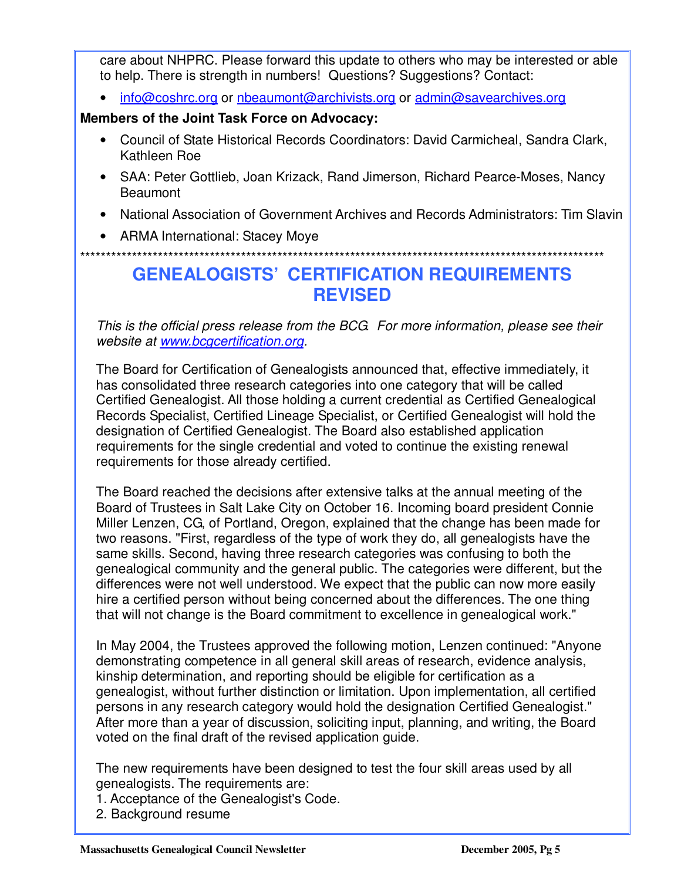care about NHPRC. Please forward this update to others who may be interested or able to help. There is strength in numbers! Questions? Suggestions? Contact:

- info@coshrc.org or nbeaumont@archivists.org or admin@savearchives.org

**Members of the Joint Task Force on Advocacy:**

- Council of State Historical Records Coordinators: David Carmicheal, Sandra Clark, Kathleen Roe
- SAA: Peter Gottlieb, Joan Krizack, Rand Jimerson, Richard Pearce-Moses, Nancy Beaumont
- National Association of Government Archives and Records Administrators: Tim Slavin
- ARMA International: Stacey Moye

**********************************************************************************************************

## GENEALOGISTS' CERTIFICATION REQUIREMENTS REVISED

*This is the official press release from the BCG. For more information, please see their website at www.bcgcertification.org.*

The Board for Certification of Genealogists announced that, effective immediately, it has consolidated three research categories into one category that will be called Certified Genealogist. All those holding a current credential as Certified Genealogical Records Specialist, Certified Lineage Specialist, or Certified Genealogist will hold the designation of Certified Genealogist. The Board also established application requirements for the single credential and voted to continue the existing renewal requirements for those already certified.

The Board reached the decisions after extensive talks at the annual meeting of the Board of Trustees in Salt Lake City on October 16. Incoming board president Connie Miller Lenzen, CG, of Portland, Oregon, explained that the change has been made for two reasons. "First, regardless of the type of work they do, all genealogists have the same skills. Second, having three research categories was confusing to both the genealogical community and the general public. The categories were different, but the differences were not well understood. We expect that the public can now more easily hire a certified person without being concerned about the differences. The one thing that will not change is the Board commitment to excellence in genealogical work."

In May 2004, the Trustees approved the following motion, Lenzen continued: "Anyone demonstrating competence in all general skill areas of research, evidence analysis, kinship determination, and reporting should be eligible for certification as a genealogist, without further distinction or limitation. Upon implementation, all certified persons in any research category would hold the designation Certified Genealogist." After more than a year of discussion, soliciting input, planning, and writing, the Board voted on the final draft of the revised application guide.

The new requirements have been designed to test the four skill areas used by all genealogists. The requirements are:

1. Acceptance of the Genealogist's Code.
2. Background resume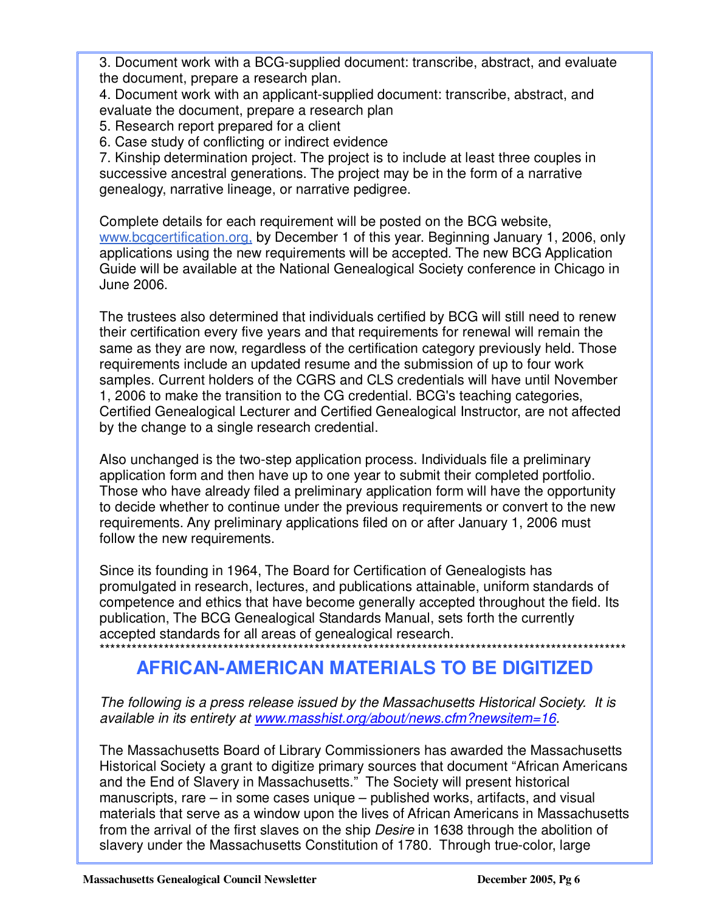3. Document work with a BCG-supplied document: transcribe, abstract, and evaluate the document, prepare a research plan.
4. Document work with an applicant-supplied document: transcribe, abstract, and evaluate the document, prepare a research plan
5. Research report prepared for a client
6. Case study of conflicting or indirect evidence
7. Kinship determination project. The project is to include at least three couples in successive ancestral generations. The project may be in the form of a narrative genealogy, narrative lineage, or narrative pedigree.

Complete details for each requirement will be posted on the BCG website, www.bcgcertification.org, by December 1 of this year. Beginning January 1, 2006, only applications using the new requirements will be accepted. The new BCG Application Guide will be available at the National Genealogical Society conference in Chicago in June 2006.

The trustees also determined that individuals certified by BCG will still need to renew their certification every five years and that requirements for renewal will remain the same as they are now, regardless of the certification category previously held. Those requirements include an updated resume and the submission of up to four work samples. Current holders of the CGRS and CLS credentials will have until November 1, 2006 to make the transition to the CG credential. BCG's teaching categories, Certified Genealogical Lecturer and Certified Genealogical Instructor, are not affected by the change to a single research credential.

Also unchanged is the two-step application process. Individuals file a preliminary application form and then have up to one year to submit their completed portfolio. Those who have already filed a preliminary application form will have the opportunity to decide whether to continue under the previous requirements or convert to the new requirements. Any preliminary applications filed on or after January 1, 2006 must follow the new requirements.

Since its founding in 1964, The Board for Certification of Genealogists has promulgated in research, lectures, and publications attainable, uniform standards of competence and ethics that have become generally accepted throughout the field. Its publication, The BCG Genealogical Standards Manual, sets forth the currently accepted standards for all areas of genealogical research.

*****************************************************************************************************

## AFRICAN-AMERICAN MATERIALS TO BE DIGITIZED

*The following is a press release issued by the Massachusetts Historical Society. It is available in its entirety at www.masshist.org/about/news.cfm?newsitem=16.*

The Massachusetts Board of Library Commissioners has awarded the Massachusetts Historical Society a grant to digitize primary sources that document "African Americans and the End of Slavery in Massachusetts." The Society will present historical manuscripts, rare – in some cases unique – published works, artifacts, and visual materials that serve as a window upon the lives of African Americans in Massachusetts from the arrival of the first slaves on the ship *Desire* in 1638 through the abolition of slavery under the Massachusetts Constitution of 1780. Through true-color, large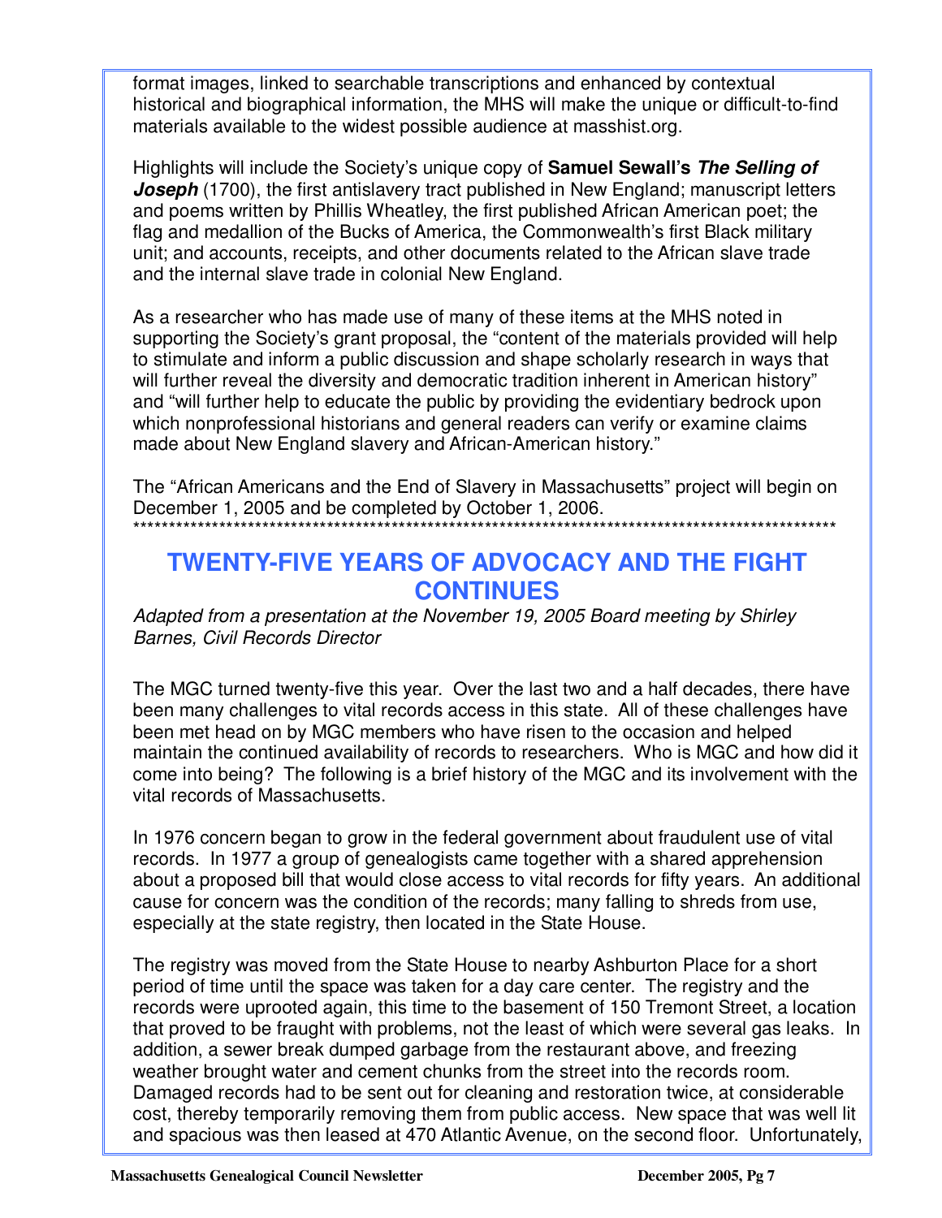format images, linked to searchable transcriptions and enhanced by contextual historical and biographical information, the MHS will make the unique or difficult-to-find materials available to the widest possible audience at masshist.org.

Highlights will include the Society's unique copy of **Samuel Sewall's *The Selling of Joseph*** (1700), the first antislavery tract published in New England; manuscript letters and poems written by Phillis Wheatley, the first published African American poet; the flag and medallion of the Bucks of America, the Commonwealth's first Black military unit; and accounts, receipts, and other documents related to the African slave trade and the internal slave trade in colonial New England.

As a researcher who has made use of many of these items at the MHS noted in supporting the Society's grant proposal, the "content of the materials provided will help to stimulate and inform a public discussion and shape scholarly research in ways that will further reveal the diversity and democratic tradition inherent in American history" and "will further help to educate the public by providing the evidentiary bedrock upon which nonprofessional historians and general readers can verify or examine claims made about New England slavery and African-American history."

The "African Americans and the End of Slavery in Massachusetts" project will begin on December 1, 2005 and be completed by October 1, 2006.

*****************************************************************************************************

## TWENTY-FIVE YEARS OF ADVOCACY AND THE FIGHT CONTINUES

*Adapted from a presentation at the November 19, 2005 Board meeting by Shirley Barnes, Civil Records Director*

The MGC turned twenty-five this year. Over the last two and a half decades, there have been many challenges to vital records access in this state. All of these challenges have been met head on by MGC members who have risen to the occasion and helped maintain the continued availability of records to researchers. Who is MGC and how did it come into being? The following is a brief history of the MGC and its involvement with the vital records of Massachusetts.

In 1976 concern began to grow in the federal government about fraudulent use of vital records. In 1977 a group of genealogists came together with a shared apprehension about a proposed bill that would close access to vital records for fifty years. An additional cause for concern was the condition of the records; many falling to shreds from use, especially at the state registry, then located in the State House.

The registry was moved from the State House to nearby Ashburton Place for a short period of time until the space was taken for a day care center. The registry and the records were uprooted again, this time to the basement of 150 Tremont Street, a location that proved to be fraught with problems, not the least of which were several gas leaks. In addition, a sewer break dumped garbage from the restaurant above, and freezing weather brought water and cement chunks from the street into the records room. Damaged records had to be sent out for cleaning and restoration twice, at considerable cost, thereby temporarily removing them from public access. New space that was well lit and spacious was then leased at 470 Atlantic Avenue, on the second floor. Unfortunately,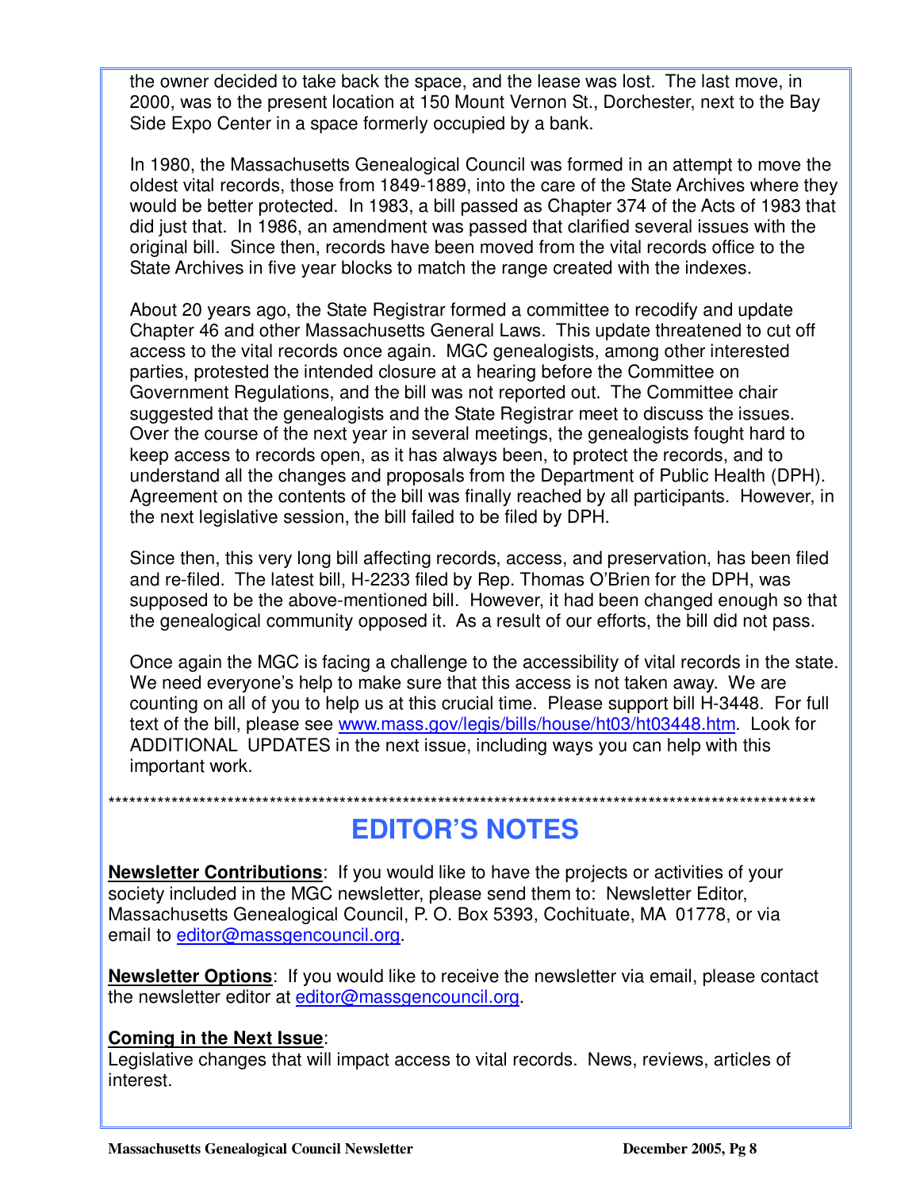the owner decided to take back the space, and the lease was lost. The last move, in 2000, was to the present location at 150 Mount Vernon St., Dorchester, next to the Bay Side Expo Center in a space formerly occupied by a bank.

In 1980, the Massachusetts Genealogical Council was formed in an attempt to move the oldest vital records, those from 1849-1889, into the care of the State Archives where they would be better protected. In 1983, a bill passed as Chapter 374 of the Acts of 1983 that did just that. In 1986, an amendment was passed that clarified several issues with the original bill. Since then, records have been moved from the vital records office to the State Archives in five year blocks to match the range created with the indexes.

About 20 years ago, the State Registrar formed a committee to recodify and update Chapter 46 and other Massachusetts General Laws. This update threatened to cut off access to the vital records once again. MGC genealogists, among other interested parties, protested the intended closure at a hearing before the Committee on Government Regulations, and the bill was not reported out. The Committee chair suggested that the genealogists and the State Registrar meet to discuss the issues. Over the course of the next year in several meetings, the genealogists fought hard to keep access to records open, as it has always been, to protect the records, and to understand all the changes and proposals from the Department of Public Health (DPH). Agreement on the contents of the bill was finally reached by all participants. However, in the next legislative session, the bill failed to be filed by DPH.

Since then, this very long bill affecting records, access, and preservation, has been filed and re-filed. The latest bill, H-2233 filed by Rep. Thomas O'Brien for the DPH, was supposed to be the above-mentioned bill. However, it had been changed enough so that the genealogical community opposed it. As a result of our efforts, the bill did not pass.

Once again the MGC is facing a challenge to the accessibility of vital records in the state. We need everyone's help to make sure that this access is not taken away. We are counting on all of you to help us at this crucial time. Please support bill H-3448. For full text of the bill, please see www.mass.gov/legis/bills/house/ht03/ht03448.htm. Look for ADDITIONAL UPDATES in the next issue, including ways you can help with this important work.

*****************************************************************************************************

## EDITOR'S NOTES

**Newsletter Contributions**: If you would like to have the projects or activities of your society included in the MGC newsletter, please send them to: Newsletter Editor, Massachusetts Genealogical Council, P. O. Box 5393, Cochituate, MA 01778, or via email to editor@massgencouncil.org.

**Newsletter Options**: If you would like to receive the newsletter via email, please contact the newsletter editor at editor@massgencouncil.org.

**Coming in the Next Issue**:
Legislative changes that will impact access to vital records. News, reviews, articles of interest.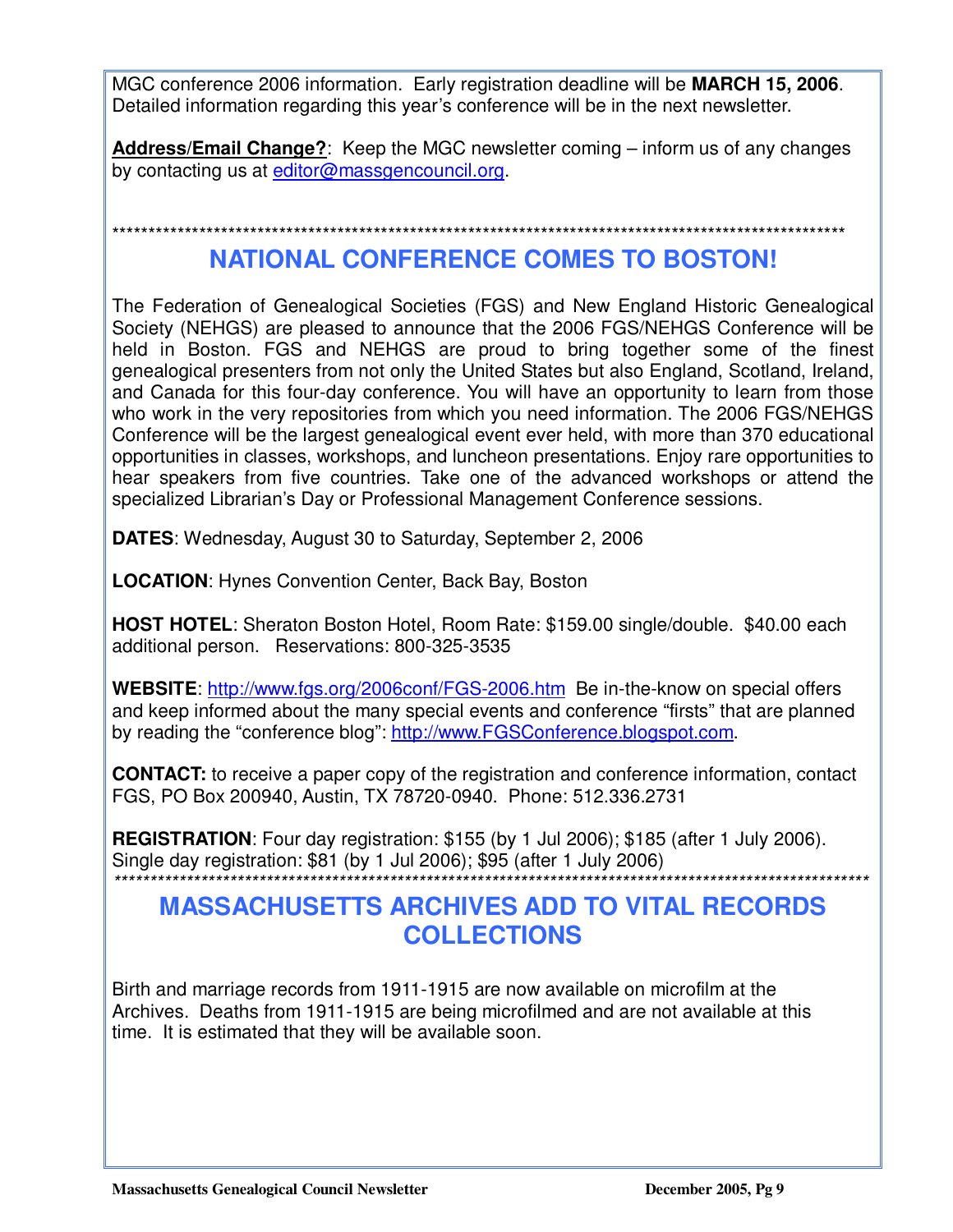MGC conference 2006 information. Early registration deadline will be **MARCH 15, 2006**. Detailed information regarding this year's conference will be in the next newsletter.

**Address/Email Change?**: Keep the MGC newsletter coming – inform us of any changes by contacting us at editor@massgencouncil.org.

*******************************************************************************************************

## NATIONAL CONFERENCE COMES TO BOSTON!

The Federation of Genealogical Societies (FGS) and New England Historic Genealogical Society (NEHGS) are pleased to announce that the 2006 FGS/NEHGS Conference will be held in Boston. FGS and NEHGS are proud to bring together some of the finest genealogical presenters from not only the United States but also England, Scotland, Ireland, and Canada for this four-day conference. You will have an opportunity to learn from those who work in the very repositories from which you need information. The 2006 FGS/NEHGS Conference will be the largest genealogical event ever held, with more than 370 educational opportunities in classes, workshops, and luncheon presentations. Enjoy rare opportunities to hear speakers from five countries. Take one of the advanced workshops or attend the specialized Librarian's Day or Professional Management Conference sessions.

**DATES**: Wednesday, August 30 to Saturday, September 2, 2006

**LOCATION**: Hynes Convention Center, Back Bay, Boston

**HOST HOTEL**: Sheraton Boston Hotel, Room Rate: $159.00 single/double. $40.00 each additional person. Reservations: 800-325-3535

**WEBSITE**: http://www.fgs.org/2006conf/FGS-2006.htm Be in-the-know on special offers and keep informed about the many special events and conference "firsts" that are planned by reading the "conference blog": http://www.FGSConference.blogspot.com.

**CONTACT:** to receive a paper copy of the registration and conference information, contact FGS, PO Box 200940, Austin, TX 78720-0940. Phone: 512.336.2731

**REGISTRATION**: Four day registration: $155 (by 1 Jul 2006); $185 (after 1 July 2006). Single day registration: $81 (by 1 Jul 2006); $95 (after 1 July 2006)

*******************************************************************************************************

## MASSACHUSETTS ARCHIVES ADD TO VITAL RECORDS COLLECTIONS

Birth and marriage records from 1911-1915 are now available on microfilm at the Archives. Deaths from 1911-1915 are being microfilmed and are not available at this time. It is estimated that they will be available soon.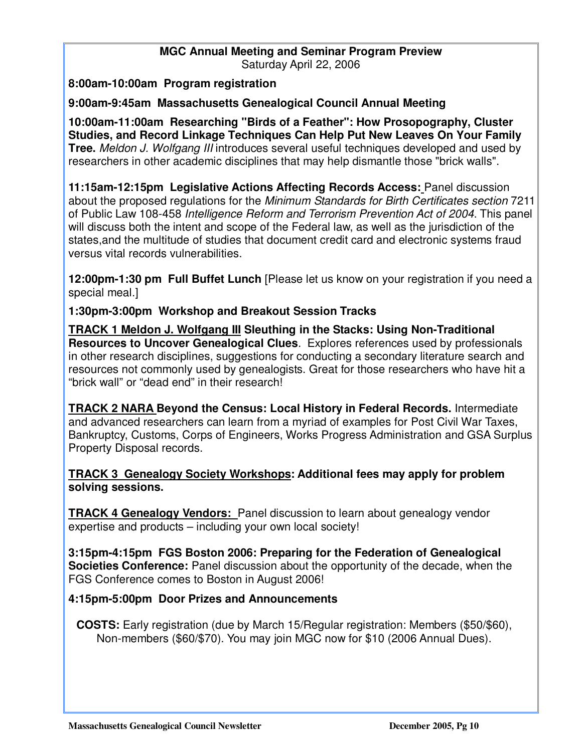**MGC Annual Meeting and Seminar Program Preview**
Saturday April 22, 2006

**8:00am-10:00am Program registration**

**9:00am-9:45am Massachusetts Genealogical Council Annual Meeting**

**10:00am-11:00am Researching "Birds of a Feather": How Prosopography, Cluster Studies, and Record Linkage Techniques Can Help Put New Leaves On Your Family Tree.** *Meldon J. Wolfgang III* introduces several useful techniques developed and used by researchers in other academic disciplines that may help dismantle those "brick walls".

**11:15am-12:15pm Legislative Actions Affecting Records Access:** Panel discussion about the proposed regulations for the *Minimum Standards for Birth Certificates section* 7211 of Public Law 108-458 *Intelligence Reform and Terrorism Prevention Act of 2004*. This panel will discuss both the intent and scope of the Federal law, as well as the jurisdiction of the states,and the multitude of studies that document credit card and electronic systems fraud versus vital records vulnerabilities.

**12:00pm-1:30 pm Full Buffet Lunch** [Please let us know on your registration if you need a special meal.]

**1:30pm-3:00pm Workshop and Breakout Session Tracks**

**TRACK 1 Meldon J. Wolfgang III Sleuthing in the Stacks: Using Non-Traditional Resources to Uncover Genealogical Clues**. Explores references used by professionals in other research disciplines, suggestions for conducting a secondary literature search and resources not commonly used by genealogists. Great for those researchers who have hit a "brick wall" or "dead end" in their research!

**TRACK 2 NARA Beyond the Census: Local History in Federal Records.** Intermediate and advanced researchers can learn from a myriad of examples for Post Civil War Taxes, Bankruptcy, Customs, Corps of Engineers, Works Progress Administration and GSA Surplus Property Disposal records.

**TRACK 3 Genealogy Society Workshops: Additional fees may apply for problem solving sessions.**

**TRACK 4 Genealogy Vendors:** Panel discussion to learn about genealogy vendor expertise and products – including your own local society!

**3:15pm-4:15pm FGS Boston 2006: Preparing for the Federation of Genealogical Societies Conference:** Panel discussion about the opportunity of the decade, when the FGS Conference comes to Boston in August 2006!

**4:15pm-5:00pm Door Prizes and Announcements**

**COSTS:** Early registration (due by March 15/Regular registration: Members ($50/$60), Non-members ($60/$70). You may join MGC now for $10 (2006 Annual Dues).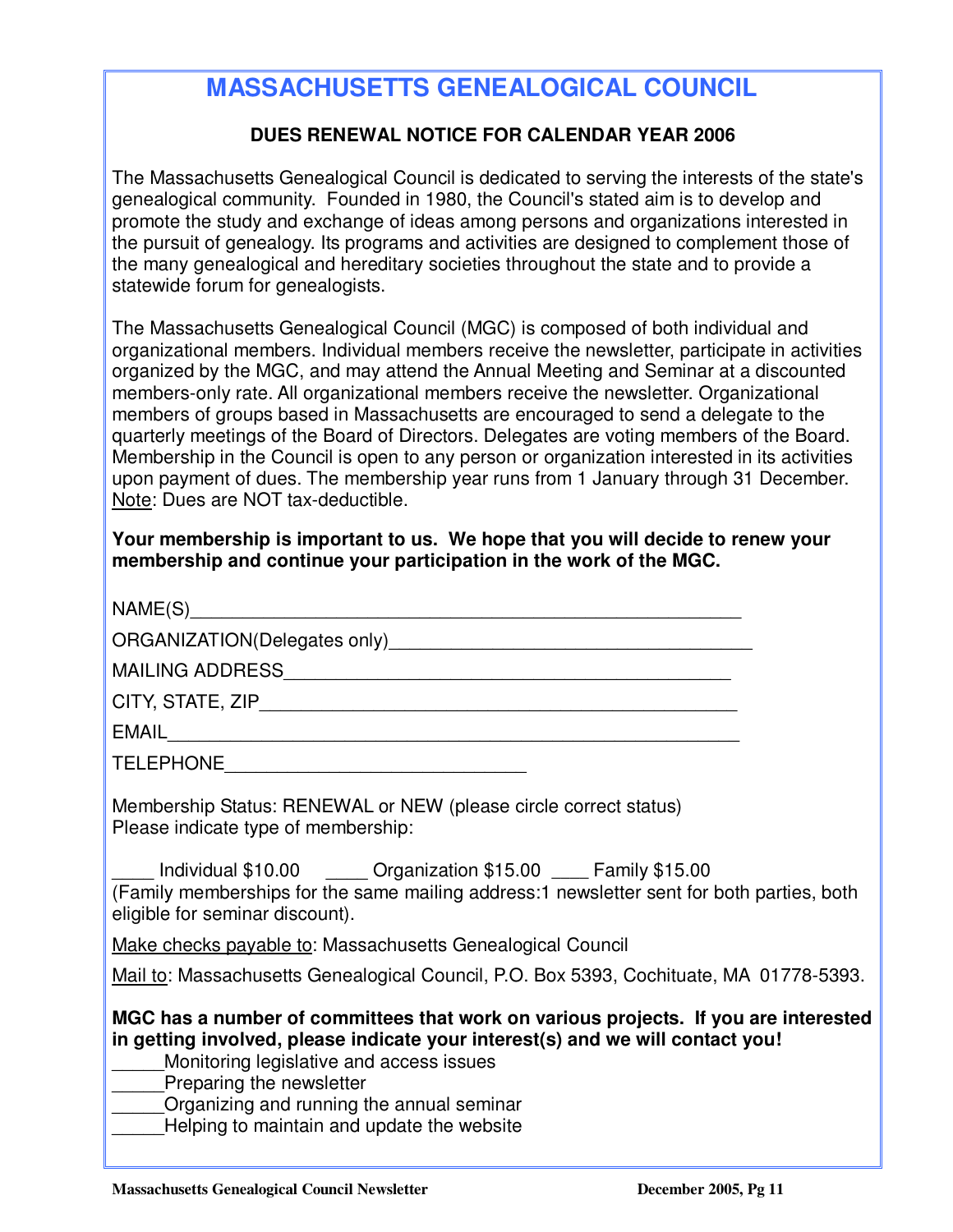# MASSACHUSETTS GENEALOGICAL COUNCIL

**DUES RENEWAL NOTICE FOR CALENDAR YEAR 2006**

The Massachusetts Genealogical Council is dedicated to serving the interests of the state's genealogical community. Founded in 1980, the Council's stated aim is to develop and promote the study and exchange of ideas among persons and organizations interested in the pursuit of genealogy. Its programs and activities are designed to complement those of the many genealogical and hereditary societies throughout the state and to provide a statewide forum for genealogists.

The Massachusetts Genealogical Council (MGC) is composed of both individual and organizational members. Individual members receive the newsletter, participate in activities organized by the MGC, and may attend the Annual Meeting and Seminar at a discounted members-only rate. All organizational members receive the newsletter. Organizational members of groups based in Massachusetts are encouraged to send a delegate to the quarterly meetings of the Board of Directors. Delegates are voting members of the Board. Membership in the Council is open to any person or organization interested in its activities upon payment of dues. The membership year runs from 1 January through 31 December. Note: Dues are NOT tax-deductible.

**Your membership is important to us. We hope that you will decide to renew your membership and continue your participation in the work of the MGC.**

NAME(S)_______________________________________________________

ORGANIZATION(Delegates only)____________________________________

MAILING ADDRESS_____________________________________________

CITY, STATE, ZIP_______________________________________________

EMAIL________________________________________________________

TELEPHONE______________________________

Membership Status: RENEWAL or NEW (please circle correct status)
Please indicate type of membership:

____ Individual $10.00 ____ Organization $15.00 ____ Family $15.00
(Family memberships for the same mailing address:1 newsletter sent for both parties, both eligible for seminar discount).

Make checks payable to: Massachusetts Genealogical Council

Mail to: Massachusetts Genealogical Council, P.O. Box 5393, Cochituate, MA 01778-5393.

**MGC has a number of committees that work on various projects. If you are interested in getting involved, please indicate your interest(s) and we will contact you!**

_____Monitoring legislative and access issues
_____Preparing the newsletter
_____Organizing and running the annual seminar
_____Helping to maintain and update the website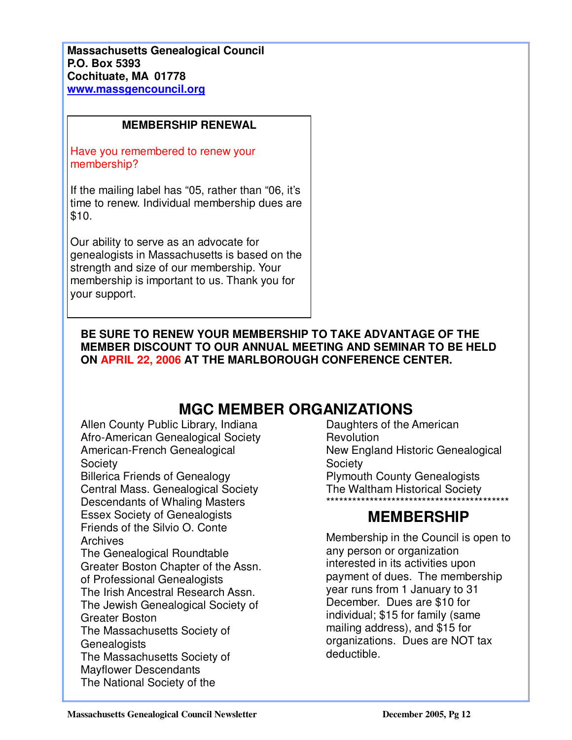**Massachusetts Genealogical Council**
**P.O. Box 5393**
**Cochituate, MA 01778**
**www.massgencouncil.org**

**MEMBERSHIP RENEWAL**

Have you remembered to renew your membership?

If the mailing label has "05, rather than "06, it's time to renew. Individual membership dues are $10.

Our ability to serve as an advocate for genealogists in Massachusetts is based on the strength and size of our membership. Your membership is important to us. Thank you for your support.

**BE SURE TO RENEW YOUR MEMBERSHIP TO TAKE ADVANTAGE OF THE MEMBER DISCOUNT TO OUR ANNUAL MEETING AND SEMINAR TO BE HELD ON APRIL 22, 2006 AT THE MARLBOROUGH CONFERENCE CENTER.**

# MGC MEMBER ORGANIZATIONS

Allen County Public Library, Indiana
Afro-American Genealogical Society
American-French Genealogical Society
Billerica Friends of Genealogy
Central Mass. Genealogical Society
Descendants of Whaling Masters
Essex Society of Genealogists
Friends of the Silvio O. Conte Archives
The Genealogical Roundtable
Greater Boston Chapter of the Assn. of Professional Genealogists
The Irish Ancestral Research Assn.
The Jewish Genealogical Society of Greater Boston
The Massachusetts Society of Genealogists
The Massachusetts Society of Mayflower Descendants
The National Society of the Daughters of the American Revolution
New England Historic Genealogical Society
Plymouth County Genealogists
The Waltham Historical Society

*******************************************

# MEMBERSHIP

Membership in the Council is open to any person or organization interested in its activities upon payment of dues. The membership year runs from 1 January to 31 December. Dues are $10 for individual; $15 for family (same mailing address), and $15 for organizations. Dues are NOT tax deductible.